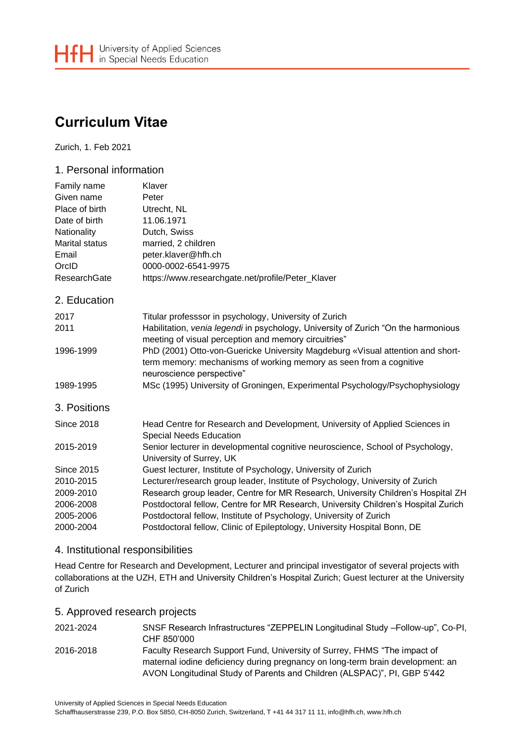HfH University of Applied Sciences in Special Needs Education

# Curriculum Vitae

Zurich, 1. Feb 2021

## 1. Personal information

| | |
|---|---|
| Family name | Klaver |
| Given name | Peter |
| Place of birth | Utrecht, NL |
| Date of birth | 11.06.1971 |
| Nationality | Dutch, Swiss |
| Marital status | married, 2 children |
| Email | peter.klaver@hfh.ch |
| OrcID | 0000-0002-6541-9975 |
| ResearchGate | https://www.researchgate.net/profile/Peter_Klaver |

## 2. Education

| | |
|---|---|
| 2017 | Titular professsor in psychology, University of Zurich |
| 2011 | Habilitation, *venia legendi* in psychology, University of Zurich "On the harmonious meeting of visual perception and memory circuitries" |
| 1996-1999 | PhD (2001) Otto-von-Guericke University Magdeburg «Visual attention and short-term memory: mechanisms of working memory as seen from a cognitive neuroscience perspective" |
| 1989-1995 | MSc (1995) University of Groningen, Experimental Psychology/Psychophysiology |

## 3. Positions

| | |
|---|---|
| Since 2018 | Head Centre for Research and Development, University of Applied Sciences in Special Needs Education |
| 2015-2019 | Senior lecturer in developmental cognitive neuroscience, School of Psychology, University of Surrey, UK |
| Since 2015 | Guest lecturer, Institute of Psychology, University of Zurich |
| 2010-2015 | Lecturer/research group leader, Institute of Psychology, University of Zurich |
| 2009-2010 | Research group leader, Centre for MR Research, University Children's Hospital ZH |
| 2006-2008 | Postdoctoral fellow, Centre for MR Research, University Children's Hospital Zurich |
| 2005-2006 | Postdoctoral fellow, Institute of Psychology, University of Zurich |
| 2000-2004 | Postdoctoral fellow, Clinic of Epileptology, University Hospital Bonn, DE |

## 4. Institutional responsibilities

Head Centre for Research and Development, Lecturer and principal investigator of several projects with collaborations at the UZH, ETH and University Children's Hospital Zurich; Guest lecturer at the University of Zurich

## 5. Approved research projects

| | |
|---|---|
| 2021-2024 | SNSF Research Infrastructures "ZEPPELIN Longitudinal Study –Follow-up", Co-PI, CHF 850'000 |
| 2016-2018 | Faculty Research Support Fund, University of Surrey, FHMS "The impact of maternal iodine deficiency during pregnancy on long-term brain development: an AVON Longitudinal Study of Parents and Children (ALSPAC)", PI, GBP 5'442 |

University of Applied Sciences in Special Needs Education
Schaffhauserstrasse 239, P.O. Box 5850, CH-8050 Zurich, Switzerland, T +41 44 317 11 11, info@hfh.ch, www.hfh.ch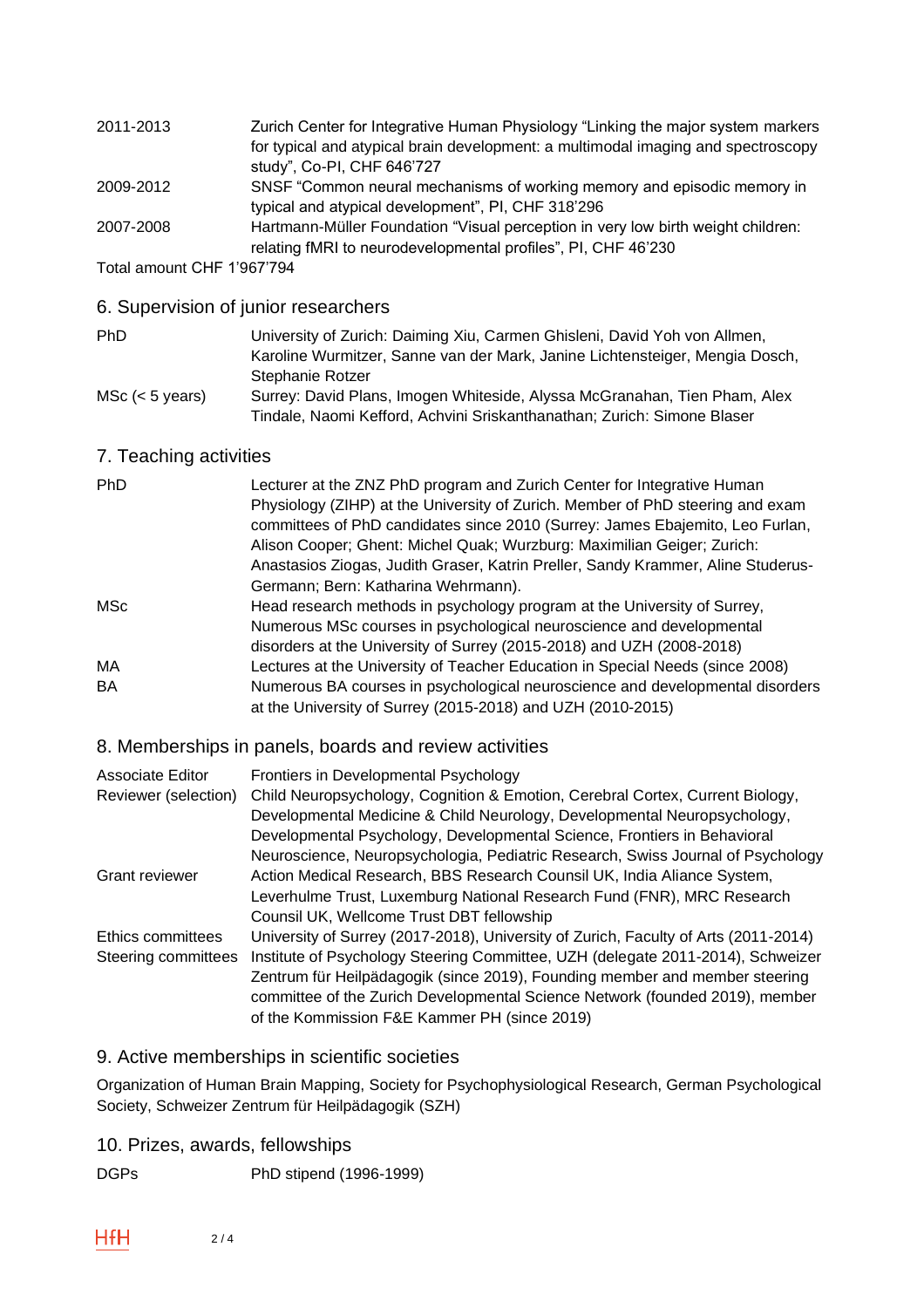| | |
|---|---|
| 2011-2013 | Zurich Center for Integrative Human Physiology "Linking the major system markers for typical and atypical brain development: a multimodal imaging and spectroscopy study", Co-PI, CHF 646'727 |
| 2009-2012 | SNSF "Common neural mechanisms of working memory and episodic memory in typical and atypical development", PI, CHF 318'296 |
| 2007-2008 | Hartmann-Müller Foundation "Visual perception in very low birth weight children: relating fMRI to neurodevelopmental profiles", PI, CHF 46'230 |

Total amount CHF 1'967'794

## 6. Supervision of junior researchers

| | |
|---|---|
| PhD | University of Zurich: Daiming Xiu, Carmen Ghisleni, David Yoh von Allmen, Karoline Wurmitzer, Sanne van der Mark, Janine Lichtensteiger, Mengia Dosch, Stephanie Rotzer |
| MSc (< 5 years) | Surrey: David Plans, Imogen Whiteside, Alyssa McGranahan, Tien Pham, Alex Tindale, Naomi Kefford, Achvini Sriskanthanathan; Zurich: Simone Blaser |

## 7. Teaching activities

| | |
|---|---|
| PhD | Lecturer at the ZNZ PhD program and Zurich Center for Integrative Human Physiology (ZIHP) at the University of Zurich. Member of PhD steering and exam committees of PhD candidates since 2010 (Surrey: James Ebajemito, Leo Furlan, Alison Cooper; Ghent: Michel Quak; Wurzburg: Maximilian Geiger; Zurich: Anastasios Ziogas, Judith Graser, Katrin Preller, Sandy Krammer, Aline Studerus-Germann; Bern: Katharina Wehrmann). |
| MSc | Head research methods in psychology program at the University of Surrey, Numerous MSc courses in psychological neuroscience and developmental disorders at the University of Surrey (2015-2018) and UZH (2008-2018) |
| MA | Lectures at the University of Teacher Education in Special Needs (since 2008) |
| BA | Numerous BA courses in psychological neuroscience and developmental disorders at the University of Surrey (2015-2018) and UZH (2010-2015) |

## 8. Memberships in panels, boards and review activities

| | |
|---|---|
| Associate Editor | Frontiers in Developmental Psychology |
| Reviewer (selection) | Child Neuropsychology, Cognition & Emotion, Cerebral Cortex, Current Biology, Developmental Medicine & Child Neurology, Developmental Neuropsychology, Developmental Psychology, Developmental Science, Frontiers in Behavioral Neuroscience, Neuropsychologia, Pediatric Research, Swiss Journal of Psychology |
| Grant reviewer | Action Medical Research, BBS Research Counsil UK, India Aliance System, Leverhulme Trust, Luxemburg National Research Fund (FNR), MRC Research Counsil UK, Wellcome Trust DBT fellowship |
| Ethics committees | University of Surrey (2017-2018), University of Zurich, Faculty of Arts (2011-2014) |
| Steering committees | Institute of Psychology Steering Committee, UZH (delegate 2011-2014), Schweizer Zentrum für Heilpädagogik (since 2019), Founding member and member steering committee of the Zurich Developmental Science Network (founded 2019), member of the Kommission F&E Kammer PH (since 2019) |

## 9. Active memberships in scientific societies

Organization of Human Brain Mapping, Society for Psychophysiological Research, German Psychological Society, Schweizer Zentrum für Heilpädagogik (SZH)

## 10. Prizes, awards, fellowships

| | |
|---|---|
| DGPs | PhD stipend (1996-1999) |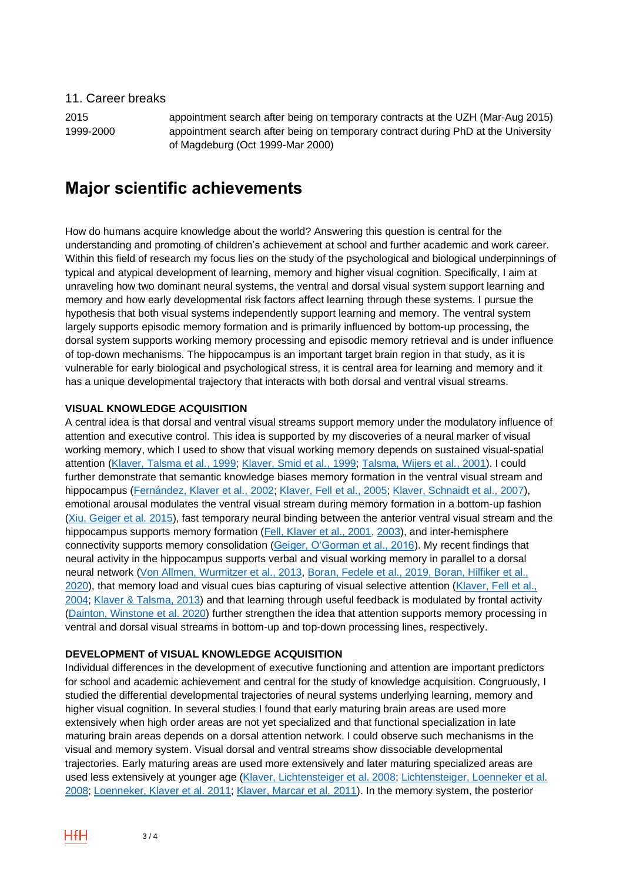## 11. Career breaks

| | |
|---|---|
| 2015 | appointment search after being on temporary contracts at the UZH (Mar-Aug 2015) |
| 1999-2000 | appointment search after being on temporary contract during PhD at the University of Magdeburg (Oct 1999-Mar 2000) |

# Major scientific achievements

How do humans acquire knowledge about the world? Answering this question is central for the understanding and promoting of children's achievement at school and further academic and work career. Within this field of research my focus lies on the study of the psychological and biological underpinnings of typical and atypical development of learning, memory and higher visual cognition. Specifically, I aim at unraveling how two dominant neural systems, the ventral and dorsal visual system support learning and memory and how early developmental risk factors affect learning through these systems. I pursue the hypothesis that both visual systems independently support learning and memory. The ventral system largely supports episodic memory formation and is primarily influenced by bottom-up processing, the dorsal system supports working memory processing and episodic memory retrieval and is under influence of top-down mechanisms. The hippocampus is an important target brain region in that study, as it is vulnerable for early biological and psychological stress, it is central area for learning and memory and it has a unique developmental trajectory that interacts with both dorsal and ventral visual streams.

**VISUAL KNOWLEDGE ACQUISITION**

A central idea is that dorsal and ventral visual streams support memory under the modulatory influence of attention and executive control. This idea is supported by my discoveries of a neural marker of visual working memory, which I used to show that visual working memory depends on sustained visual-spatial attention (Klaver, Talsma et al., 1999; Klaver, Smid et al., 1999; Talsma, Wijers et al., 2001). I could further demonstrate that semantic knowledge biases memory formation in the ventral visual stream and hippocampus (Fernández, Klaver et al., 2002; Klaver, Fell et al., 2005; Klaver, Schnaidt et al., 2007), emotional arousal modulates the ventral visual stream during memory formation in a bottom-up fashion (Xiu, Geiger et al. 2015), fast temporary neural binding between the anterior ventral visual stream and the hippocampus supports memory formation (Fell, Klaver et al., 2001, 2003), and inter-hemisphere connectivity supports memory consolidation (Geiger, O'Gorman et al., 2016). My recent findings that neural activity in the hippocampus supports verbal and visual working memory in parallel to a dorsal neural network (Von Allmen, Wurmitzer et al., 2013, Boran, Fedele et al., 2019, Boran, Hilfiker et al., 2020), that memory load and visual cues bias capturing of visual selective attention (Klaver, Fell et al., 2004; Klaver & Talsma, 2013) and that learning through useful feedback is modulated by frontal activity (Dainton, Winstone et al. 2020) further strengthen the idea that attention supports memory processing in ventral and dorsal visual streams in bottom-up and top-down processing lines, respectively.

**DEVELOPMENT of VISUAL KNOWLEDGE ACQUISITION**

Individual differences in the development of executive functioning and attention are important predictors for school and academic achievement and central for the study of knowledge acquisition. Congruously, I studied the differential developmental trajectories of neural systems underlying learning, memory and higher visual cognition. In several studies I found that early maturing brain areas are used more extensively when high order areas are not yet specialized and that functional specialization in late maturing brain areas depends on a dorsal attention network. I could observe such mechanisms in the visual and memory system. Visual dorsal and ventral streams show dissociable developmental trajectories. Early maturing areas are used more extensively and later maturing specialized areas are used less extensively at younger age (Klaver, Lichtensteiger et al. 2008; Lichtensteiger, Loenneker et al. 2008; Loenneker, Klaver et al. 2011; Klaver, Marcar et al. 2011). In the memory system, the posterior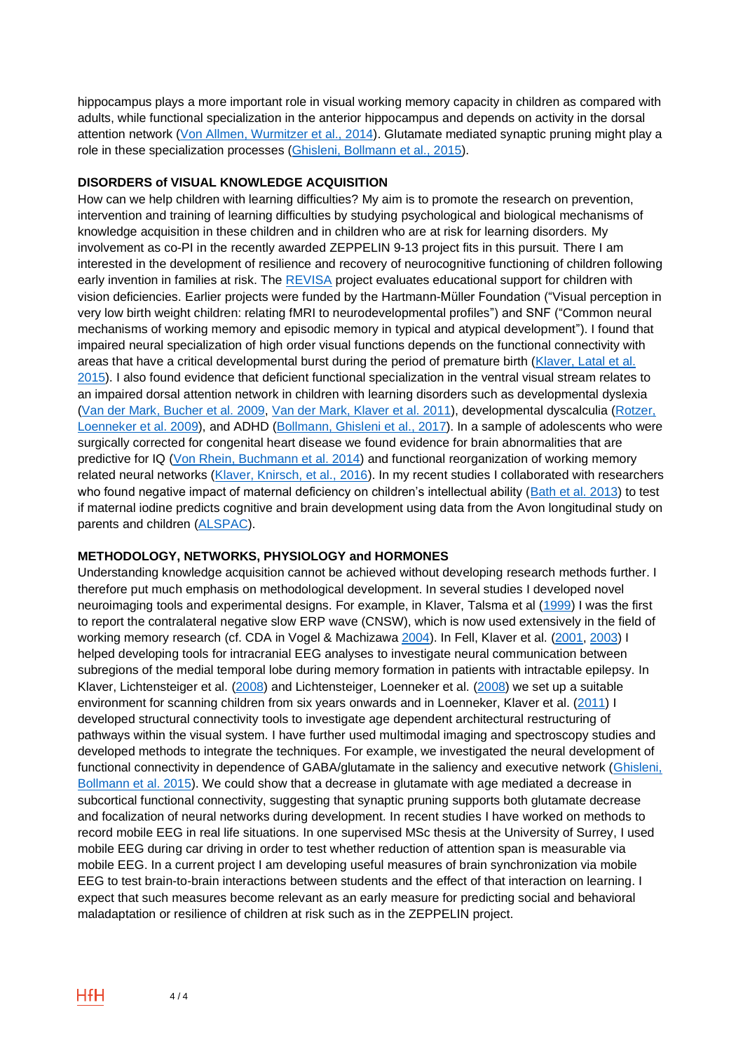hippocampus plays a more important role in visual working memory capacity in children as compared with adults, while functional specialization in the anterior hippocampus and depends on activity in the dorsal attention network (Von Allmen, Wurmitzer et al., 2014). Glutamate mediated synaptic pruning might play a role in these specialization processes (Ghisleni, Bollmann et al., 2015).

**DISORDERS of VISUAL KNOWLEDGE ACQUISITION**

How can we help children with learning difficulties? My aim is to promote the research on prevention, intervention and training of learning difficulties by studying psychological and biological mechanisms of knowledge acquisition in these children and in children who are at risk for learning disorders. My involvement as co-PI in the recently awarded ZEPPELIN 9-13 project fits in this pursuit. There I am interested in the development of resilience and recovery of neurocognitive functioning of children following early invention in families at risk. The REVISA project evaluates educational support for children with vision deficiencies. Earlier projects were funded by the Hartmann-Müller Foundation ("Visual perception in very low birth weight children: relating fMRI to neurodevelopmental profiles") and SNF ("Common neural mechanisms of working memory and episodic memory in typical and atypical development"). I found that impaired neural specialization of high order visual functions depends on the functional connectivity with areas that have a critical developmental burst during the period of premature birth (Klaver, Latal et al. 2015). I also found evidence that deficient functional specialization in the ventral visual stream relates to an impaired dorsal attention network in children with learning disorders such as developmental dyslexia (Van der Mark, Bucher et al. 2009, Van der Mark, Klaver et al. 2011), developmental dyscalculia (Rotzer, Loenneker et al. 2009), and ADHD (Bollmann, Ghisleni et al., 2017). In a sample of adolescents who were surgically corrected for congenital heart disease we found evidence for brain abnormalities that are predictive for IQ (Von Rhein, Buchmann et al. 2014) and functional reorganization of working memory related neural networks (Klaver, Knirsch, et al., 2016). In my recent studies I collaborated with researchers who found negative impact of maternal deficiency on children's intellectual ability (Bath et al. 2013) to test if maternal iodine predicts cognitive and brain development using data from the Avon longitudinal study on parents and children (ALSPAC).

**METHODOLOGY, NETWORKS, PHYSIOLOGY and HORMONES**

Understanding knowledge acquisition cannot be achieved without developing research methods further. I therefore put much emphasis on methodological development. In several studies I developed novel neuroimaging tools and experimental designs. For example, in Klaver, Talsma et al (1999) I was the first to report the contralateral negative slow ERP wave (CNSW), which is now used extensively in the field of working memory research (cf. CDA in Vogel & Machizawa 2004). In Fell, Klaver et al. (2001, 2003) I helped developing tools for intracranial EEG analyses to investigate neural communication between subregions of the medial temporal lobe during memory formation in patients with intractable epilepsy. In Klaver, Lichtensteiger et al. (2008) and Lichtensteiger, Loenneker et al. (2008) we set up a suitable environment for scanning children from six years onwards and in Loenneker, Klaver et al. (2011) I developed structural connectivity tools to investigate age dependent architectural restructuring of pathways within the visual system. I have further used multimodal imaging and spectroscopy studies and developed methods to integrate the techniques. For example, we investigated the neural development of functional connectivity in dependence of GABA/glutamate in the saliency and executive network (Ghisleni, Bollmann et al. 2015). We could show that a decrease in glutamate with age mediated a decrease in subcortical functional connectivity, suggesting that synaptic pruning supports both glutamate decrease and focalization of neural networks during development. In recent studies I have worked on methods to record mobile EEG in real life situations. In one supervised MSc thesis at the University of Surrey, I used mobile EEG during car driving in order to test whether reduction of attention span is measurable via mobile EEG. In a current project I am developing useful measures of brain synchronization via mobile EEG to test brain-to-brain interactions between students and the effect of that interaction on learning. I expect that such measures become relevant as an early measure for predicting social and behavioral maladaptation or resilience of children at risk such as in the ZEPPELIN project.